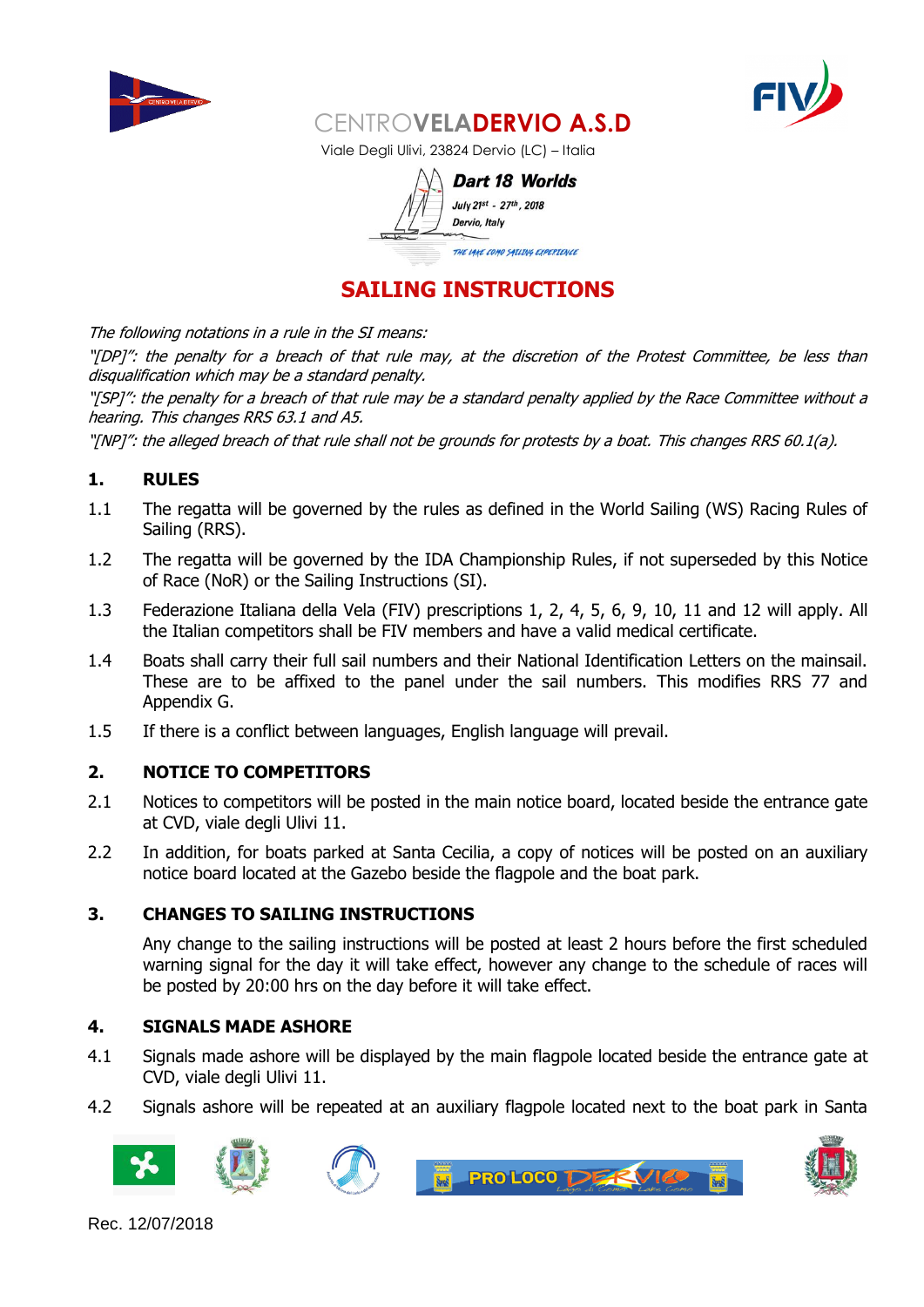CENTRO**VELADERVIO A.S.D**

Viale Degli Ulivi, 23824 Dervio (LC) – Italia

**Dart 18 Worlds**

*July 21st - 27th, 2018*

*Dervio, Italy*

*THE LAKE COMO SAILING EXPERIENCE*

# SAILING INSTRUCTIONS

*The following notations in a rule in the SI means:*

*"[DP]": the penalty for a breach of that rule may, at the discretion of the Protest Committee, be less than disqualification which may be a standard penalty.*

*"[SP]": the penalty for a breach of that rule may be a standard penalty applied by the Race Committee without a hearing. This changes RRS 63.1 and A5.*

*"[NP]": the alleged breach of that rule shall not be grounds for protests by a boat. This changes RRS 60.1(a).*

## 1. RULES

1.1 The regatta will be governed by the rules as defined in the World Sailing (WS) Racing Rules of Sailing (RRS).

1.2 The regatta will be governed by the IDA Championship Rules, if not superseded by this Notice of Race (NoR) or the Sailing Instructions (SI).

1.3 Federazione Italiana della Vela (FIV) prescriptions 1, 2, 4, 5, 6, 9, 10, 11 and 12 will apply. All the Italian competitors shall be FIV members and have a valid medical certificate.

1.4 Boats shall carry their full sail numbers and their National Identification Letters on the mainsail. These are to be affixed to the panel under the sail numbers. This modifies RRS 77 and Appendix G.

1.5 If there is a conflict between languages, English language will prevail.

## 2. NOTICE TO COMPETITORS

2.1 Notices to competitors will be posted in the main notice board, located beside the entrance gate at CVD, viale degli Ulivi 11.

2.2 In addition, for boats parked at Santa Cecilia, a copy of notices will be posted on an auxiliary notice board located at the Gazebo beside the flagpole and the boat park.

## 3. CHANGES TO SAILING INSTRUCTIONS

Any change to the sailing instructions will be posted at least 2 hours before the first scheduled warning signal for the day it will take effect, however any change to the schedule of races will be posted by 20:00 hrs on the day before it will take effect.

## 4. SIGNALS MADE ASHORE

4.1 Signals made ashore will be displayed by the main flagpole located beside the entrance gate at CVD, viale degli Ulivi 11.

4.2 Signals ashore will be repeated at an auxiliary flagpole located next to the boat park in Santa

Rec. 12/07/2018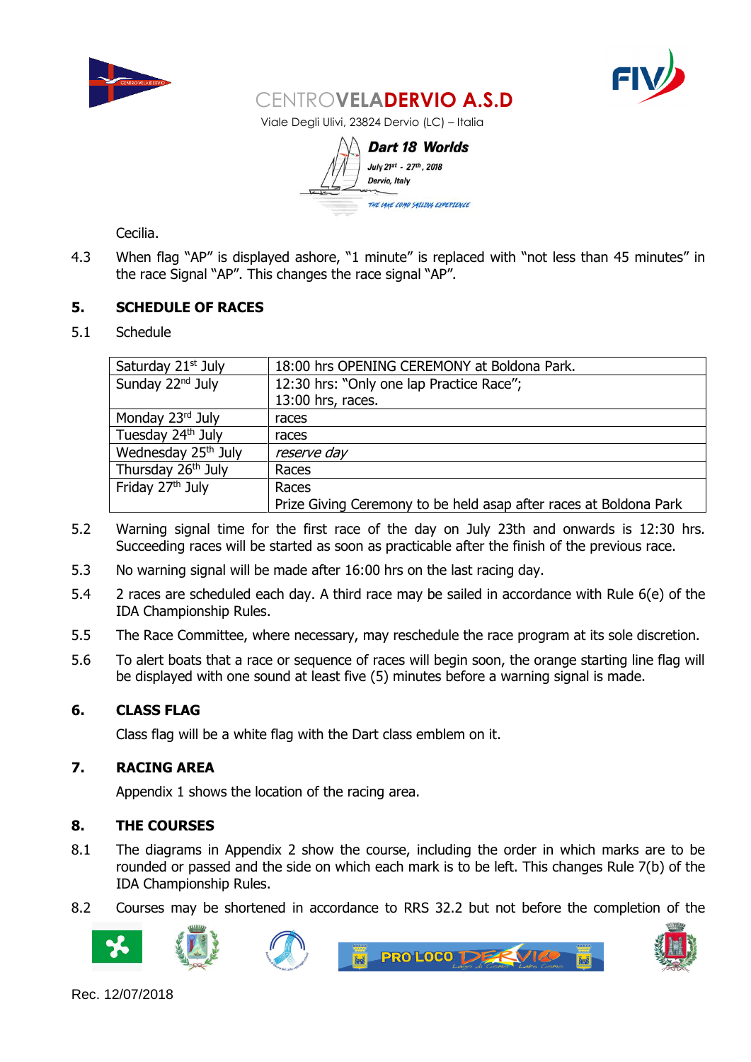Cecilia.

4.3 When flag "AP" is displayed ashore, "1 minute" is replaced with "not less than 45 minutes" in the race Signal "AP". This changes the race signal "AP".

## 5. SCHEDULE OF RACES

5.1 Schedule

| | |
|---|---|
| Saturday 21st July | 18:00 hrs OPENING CEREMONY at Boldona Park. |
| Sunday 22nd July | 12:30 hrs: "Only one lap Practice Race";<br>13:00 hrs, races. |
| Monday 23rd July | races |
| Tuesday 24th July | races |
| Wednesday 25th July | *reserve day* |
| Thursday 26th July | Races |
| Friday 27th July | Races<br>Prize Giving Ceremony to be held asap after races at Boldona Park |

5.2 Warning signal time for the first race of the day on July 23th and onwards is 12:30 hrs. Succeeding races will be started as soon as practicable after the finish of the previous race.

5.3 No warning signal will be made after 16:00 hrs on the last racing day.

5.4 2 races are scheduled each day. A third race may be sailed in accordance with Rule 6(e) of the IDA Championship Rules.

5.5 The Race Committee, where necessary, may reschedule the race program at its sole discretion.

5.6 To alert boats that a race or sequence of races will begin soon, the orange starting line flag will be displayed with one sound at least five (5) minutes before a warning signal is made.

## 6. CLASS FLAG

Class flag will be a white flag with the Dart class emblem on it.

## 7. RACING AREA

Appendix 1 shows the location of the racing area.

## 8. THE COURSES

8.1 The diagrams in Appendix 2 show the course, including the order in which marks are to be rounded or passed and the side on which each mark is to be left. This changes Rule 7(b) of the IDA Championship Rules.

8.2 Courses may be shortened in accordance to RRS 32.2 but not before the completion of the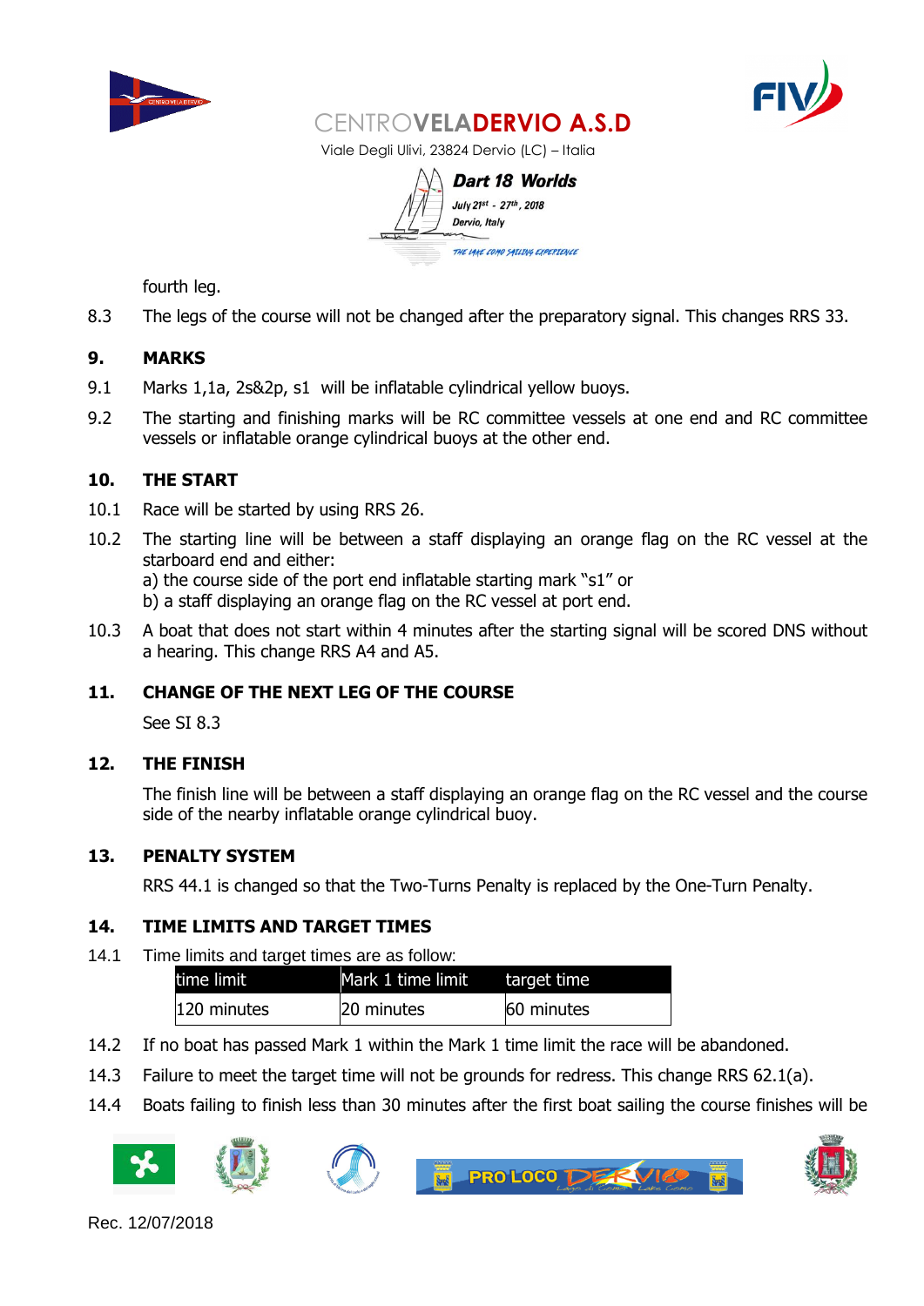fourth leg.

8.3 The legs of the course will not be changed after the preparatory signal. This changes RRS 33.

## 9. MARKS

9.1 Marks 1,1a, 2s&2p, s1 will be inflatable cylindrical yellow buoys.

9.2 The starting and finishing marks will be RC committee vessels at one end and RC committee vessels or inflatable orange cylindrical buoys at the other end.

## 10. THE START

10.1 Race will be started by using RRS 26.

10.2 The starting line will be between a staff displaying an orange flag on the RC vessel at the starboard end and either:
a) the course side of the port end inflatable starting mark "s1" or
b) a staff displaying an orange flag on the RC vessel at port end.

10.3 A boat that does not start within 4 minutes after the starting signal will be scored DNS without a hearing. This change RRS A4 and A5.

## 11. CHANGE OF THE NEXT LEG OF THE COURSE

See SI 8.3

## 12. THE FINISH

The finish line will be between a staff displaying an orange flag on the RC vessel and the course side of the nearby inflatable orange cylindrical buoy.

## 13. PENALTY SYSTEM

RRS 44.1 is changed so that the Two-Turns Penalty is replaced by the One-Turn Penalty.

## 14. TIME LIMITS AND TARGET TIMES

14.1 Time limits and target times are as follow:

| time limit | Mark 1 time limit | target time |
|---|---|---|
| 120 minutes | 20 minutes | 60 minutes |

14.2 If no boat has passed Mark 1 within the Mark 1 time limit the race will be abandoned.

14.3 Failure to meet the target time will not be grounds for redress. This change RRS 62.1(a).

14.4 Boats failing to finish less than 30 minutes after the first boat sailing the course finishes will be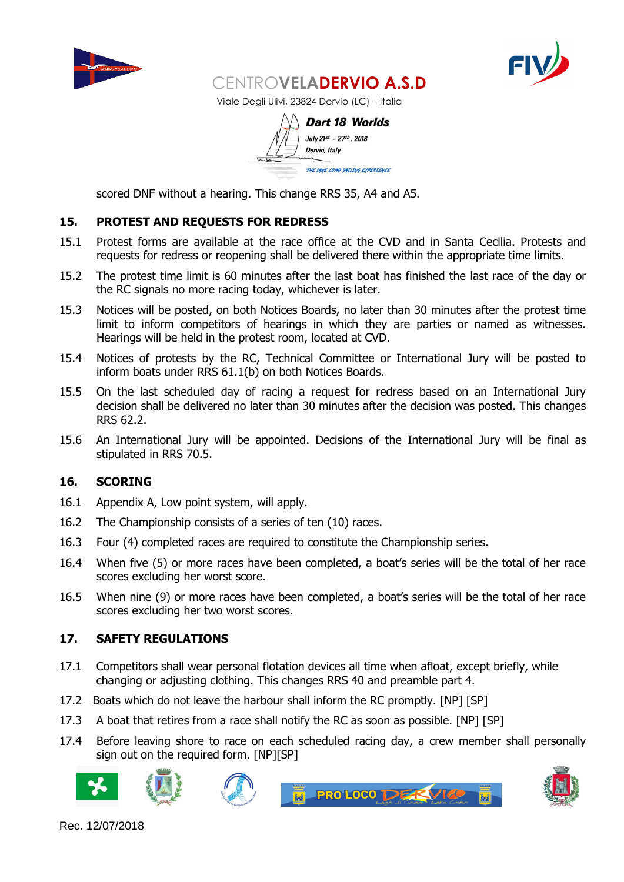scored DNF without a hearing. This change RRS 35, A4 and A5.

## 15. PROTEST AND REQUESTS FOR REDRESS

15.1 Protest forms are available at the race office at the CVD and in Santa Cecilia. Protests and requests for redress or reopening shall be delivered there within the appropriate time limits.

15.2 The protest time limit is 60 minutes after the last boat has finished the last race of the day or the RC signals no more racing today, whichever is later.

15.3 Notices will be posted, on both Notices Boards, no later than 30 minutes after the protest time limit to inform competitors of hearings in which they are parties or named as witnesses. Hearings will be held in the protest room, located at CVD.

15.4 Notices of protests by the RC, Technical Committee or International Jury will be posted to inform boats under RRS 61.1(b) on both Notices Boards.

15.5 On the last scheduled day of racing a request for redress based on an International Jury decision shall be delivered no later than 30 minutes after the decision was posted. This changes RRS 62.2.

15.6 An International Jury will be appointed. Decisions of the International Jury will be final as stipulated in RRS 70.5.

## 16. SCORING

16.1 Appendix A, Low point system, will apply.

16.2 The Championship consists of a series of ten (10) races.

16.3 Four (4) completed races are required to constitute the Championship series.

16.4 When five (5) or more races have been completed, a boat's series will be the total of her race scores excluding her worst score.

16.5 When nine (9) or more races have been completed, a boat's series will be the total of her race scores excluding her two worst scores.

## 17. SAFETY REGULATIONS

17.1 Competitors shall wear personal flotation devices all time when afloat, except briefly, while changing or adjusting clothing. This changes RRS 40 and preamble part 4.

17.2 Boats which do not leave the harbour shall inform the RC promptly. [NP] [SP]

17.3 A boat that retires from a race shall notify the RC as soon as possible. [NP] [SP]

17.4 Before leaving shore to race on each scheduled racing day, a crew member shall personally sign out on the required form. [NP][SP]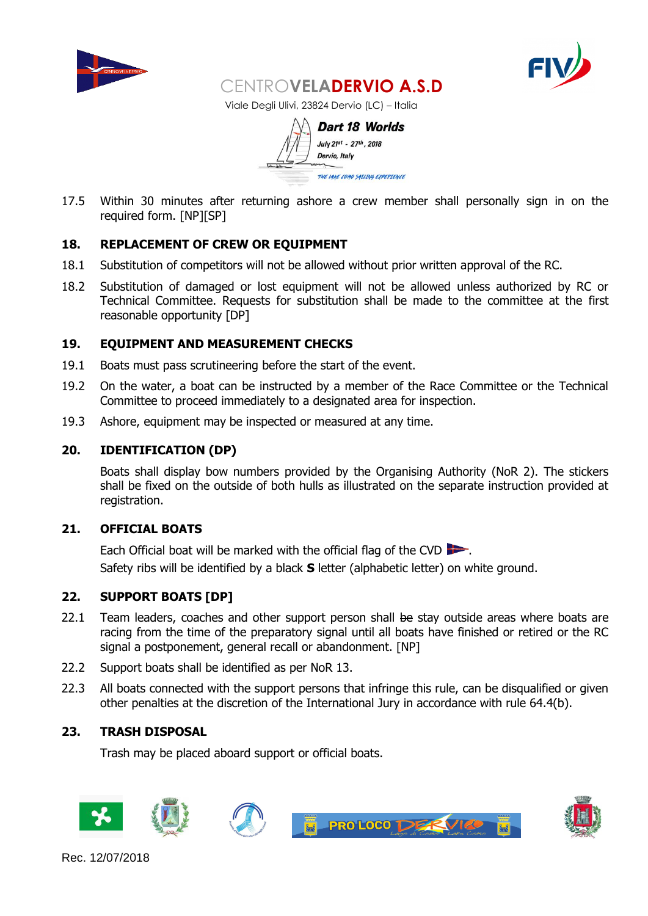17.5 Within 30 minutes after returning ashore a crew member shall personally sign in on the required form. [NP][SP]

## 18. REPLACEMENT OF CREW OR EQUIPMENT

18.1 Substitution of competitors will not be allowed without prior written approval of the RC.

18.2 Substitution of damaged or lost equipment will not be allowed unless authorized by RC or Technical Committee. Requests for substitution shall be made to the committee at the first reasonable opportunity [DP]

## 19. EQUIPMENT AND MEASUREMENT CHECKS

19.1 Boats must pass scrutineering before the start of the event.

19.2 On the water, a boat can be instructed by a member of the Race Committee or the Technical Committee to proceed immediately to a designated area for inspection.

19.3 Ashore, equipment may be inspected or measured at any time.

## 20. IDENTIFICATION (DP)

Boats shall display bow numbers provided by the Organising Authority (NoR 2). The stickers shall be fixed on the outside of both hulls as illustrated on the separate instruction provided at registration.

## 21. OFFICIAL BOATS

Each Official boat will be marked with the official flag of the CVD.
Safety ribs will be identified by a black **S** letter (alphabetic letter) on white ground.

## 22. SUPPORT BOATS [DP]

22.1 Team leaders, coaches and other support person shall ~~be~~ stay outside areas where boats are racing from the time of the preparatory signal until all boats have finished or retired or the RC signal a postponement, general recall or abandonment. [NP]

22.2 Support boats shall be identified as per NoR 13.

22.3 All boats connected with the support persons that infringe this rule, can be disqualified or given other penalties at the discretion of the International Jury in accordance with rule 64.4(b).

## 23. TRASH DISPOSAL

Trash may be placed aboard support or official boats.

Rec. 12/07/2018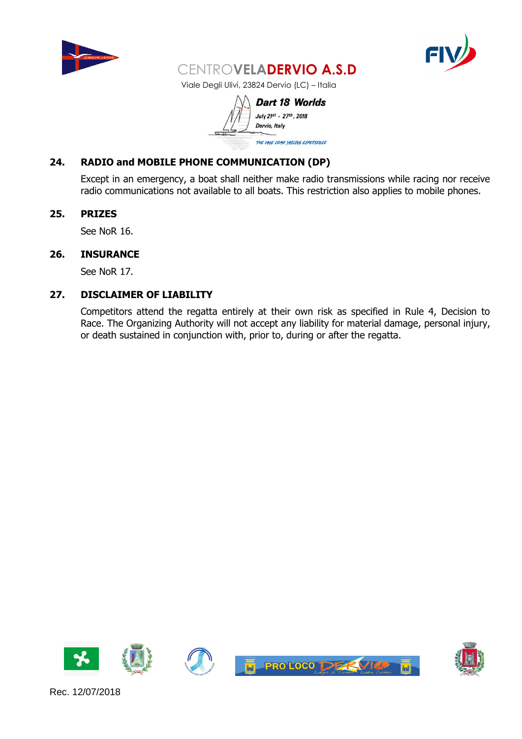## 24. RADIO and MOBILE PHONE COMMUNICATION (DP)

Except in an emergency, a boat shall neither make radio transmissions while racing nor receive radio communications not available to all boats. This restriction also applies to mobile phones.

## 25. PRIZES

See NoR 16.

## 26. INSURANCE

See NoR 17.

## 27. DISCLAIMER OF LIABILITY

Competitors attend the regatta entirely at their own risk as specified in Rule 4, Decision to Race. The Organizing Authority will not accept any liability for material damage, personal injury, or death sustained in conjunction with, prior to, during or after the regatta.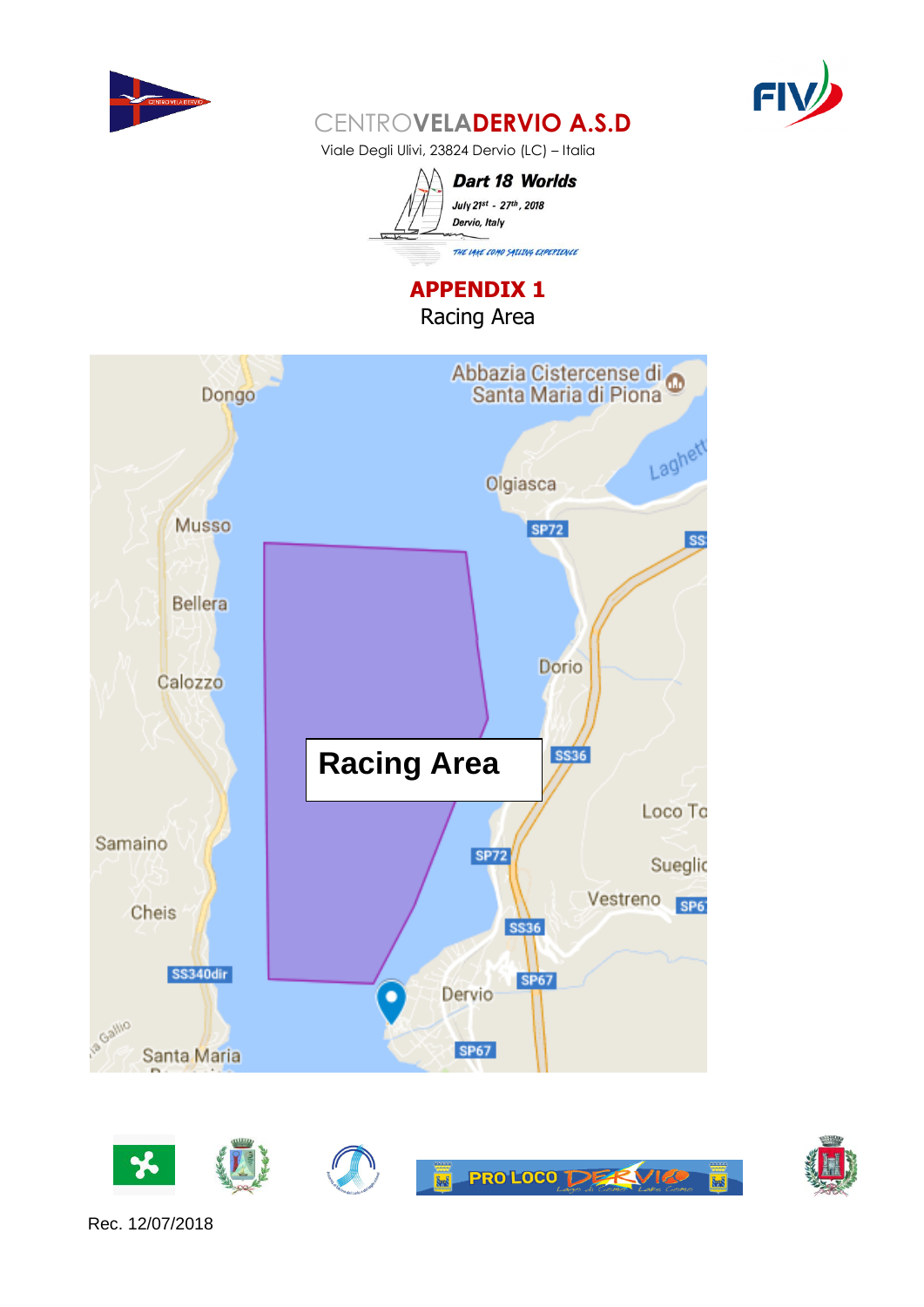CENTROVELADERVIO A.S.D

Viale Degli Ulivi, 23824 Dervio (LC) – Italia

**Dart 18 Worlds**

July 21st - 27th, 2018

Dervio, Italy

THE LAKE COMO SAILING EXPERIENCE

# APPENDIX 1

Racing Area

Racing Area

Rec. 12/07/2018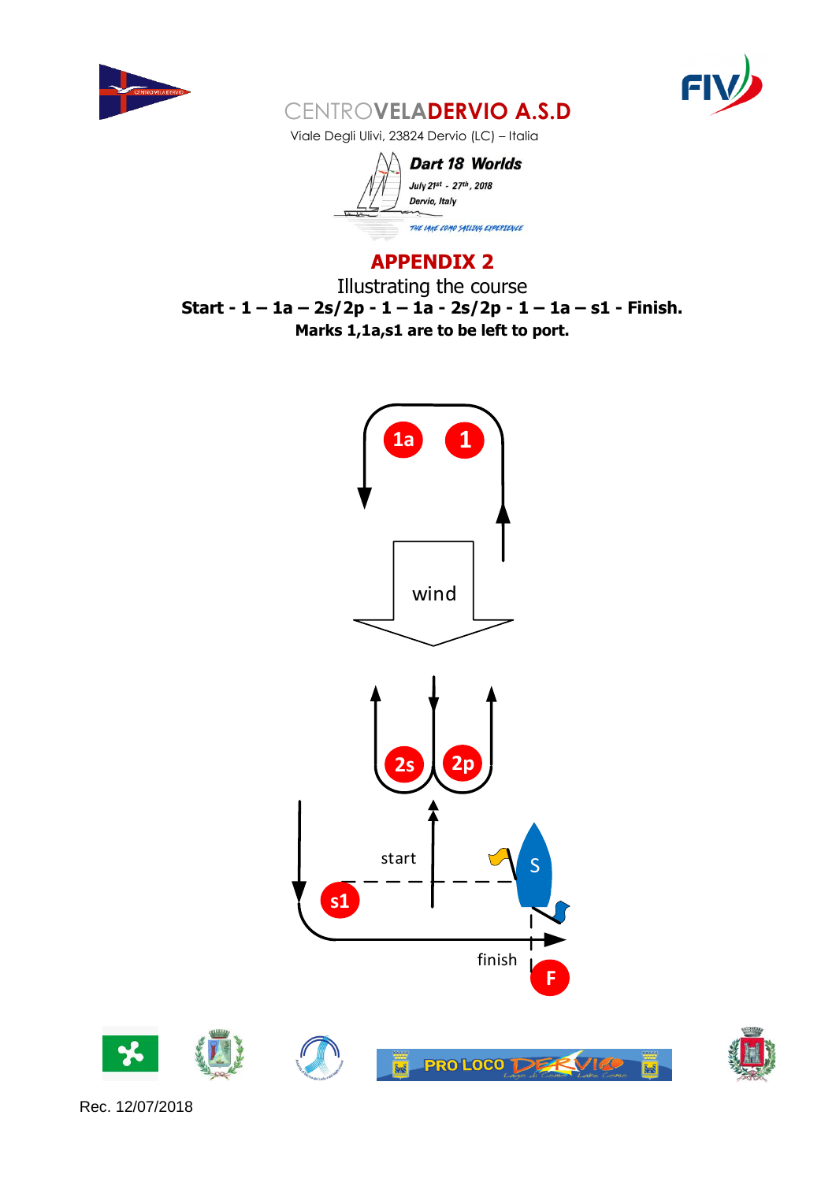CENTROVELADERVIO A.S.D

Viale Degli Ulivi, 23824 Dervio (LC) – Italia

*Dart 18 Worlds*

*July 21st - 27th, 2018*

*Dervio, Italy*

*THE LAKE COMO SAILING EXPERIENCE*

# APPENDIX 2

Illustrating the course

**Start - 1 – 1a – 2s/2p - 1 – 1a - 2s/2p - 1 – 1a – s1 - Finish.**

**Marks 1,1a,s1 are to be left to port.**

1a
1
wind
2s
2p
start
S
s1
finish
F

Rec. 12/07/2018